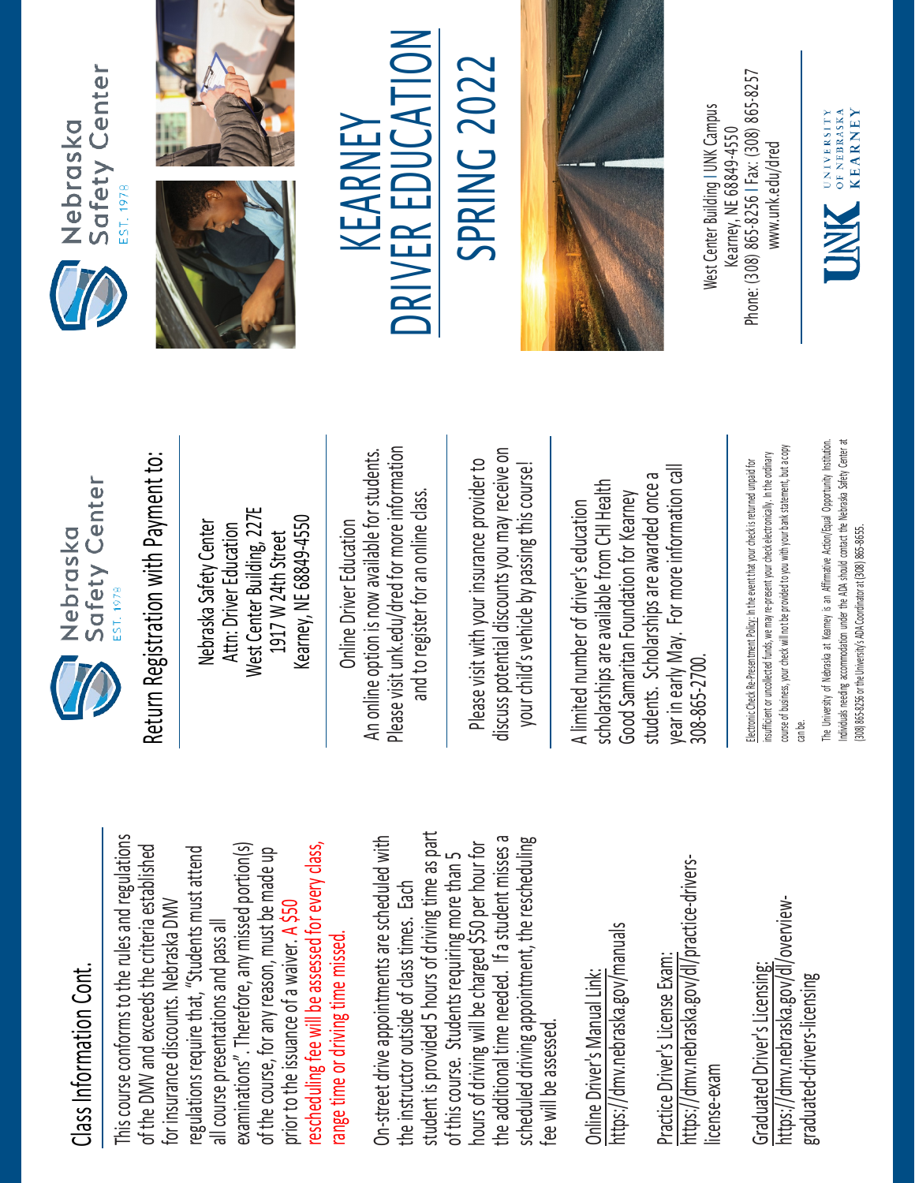## Class Information Cont.

This course conforms to the rules and regulations of the DMV and exceeds the criteria established for insurance discounts. Nebraska DMV regulations require that, "Students must attend all course presentations and pass all examinations". Therefore, any missed portion(s) of the course, for any reason, must be made up prior to the issuance of a waiver. A $50 rescheduling fee will be assessed for every class, range time or driving time missed.

On-street drive appointments are scheduled with the instructor outside of class times. Each student is provided 5 hours of driving time as part of this course. Students requiring more than 5 hours of driving will be charged $50 per hour for the additional time needed. If a student misses a scheduled driving appointment, the rescheduling fee will be assessed.

Online Driver's Manual Link:
https://dmv.nebraska.gov/manuals

Practice Driver's License Exam:
https://dmv.nebraska.gov/dl/practice-drivers-license-exam

Graduated Driver's Licensing:
https://dmv.nebraska.gov/dl/overview-graduated-drivers-licensing

Nebraska Safety Center
EST. 1978

## Return Registration with Payment to:

Nebraska Safety Center
Attn: Driver Education
West Center Building, 227E
1917 W 24th Street
Kearney, NE 68849-4550

Online Driver Education
An online option is now available for students. Please visit unk.edu/dred for more information and to register for an online class.

Please visit with your insurance provider to discuss potential discounts you may receive on your child's vehicle by passing this course!

A limited number of driver's education scholarships are available from CHI Health Good Samaritan Foundation for Kearney students. Scholarships are awarded once a year in early May. For more information call 308-865-2700.

Electronic Check Re-Presentment Policy: In the event that your check is returned unpaid for insufficient or uncollected funds, we may re-present your check electronically. In the ordinary course of business, your check will not be provided to you with your bank statement, but a copy can be.

The University of Nebraska at Kearney is an Affirmative Action/Equal Opportunity Institution. Individuals needing accommodation under the ADA should contact the Nebraska Safety Center at (308) 865-8256 or the University's ADA Coordinator at (308) 865-8655.

Nebraska Safety Center
EST. 1978

# KEARNEY DRIVER EDUCATION SPRING 2022

West Center Building | UNK Campus
Kearney, NE 68849-4550
Phone: (308) 865-8256 | Fax: (308) 865-8257
www.unk.edu/dred

UNK University of Nebraska Kearney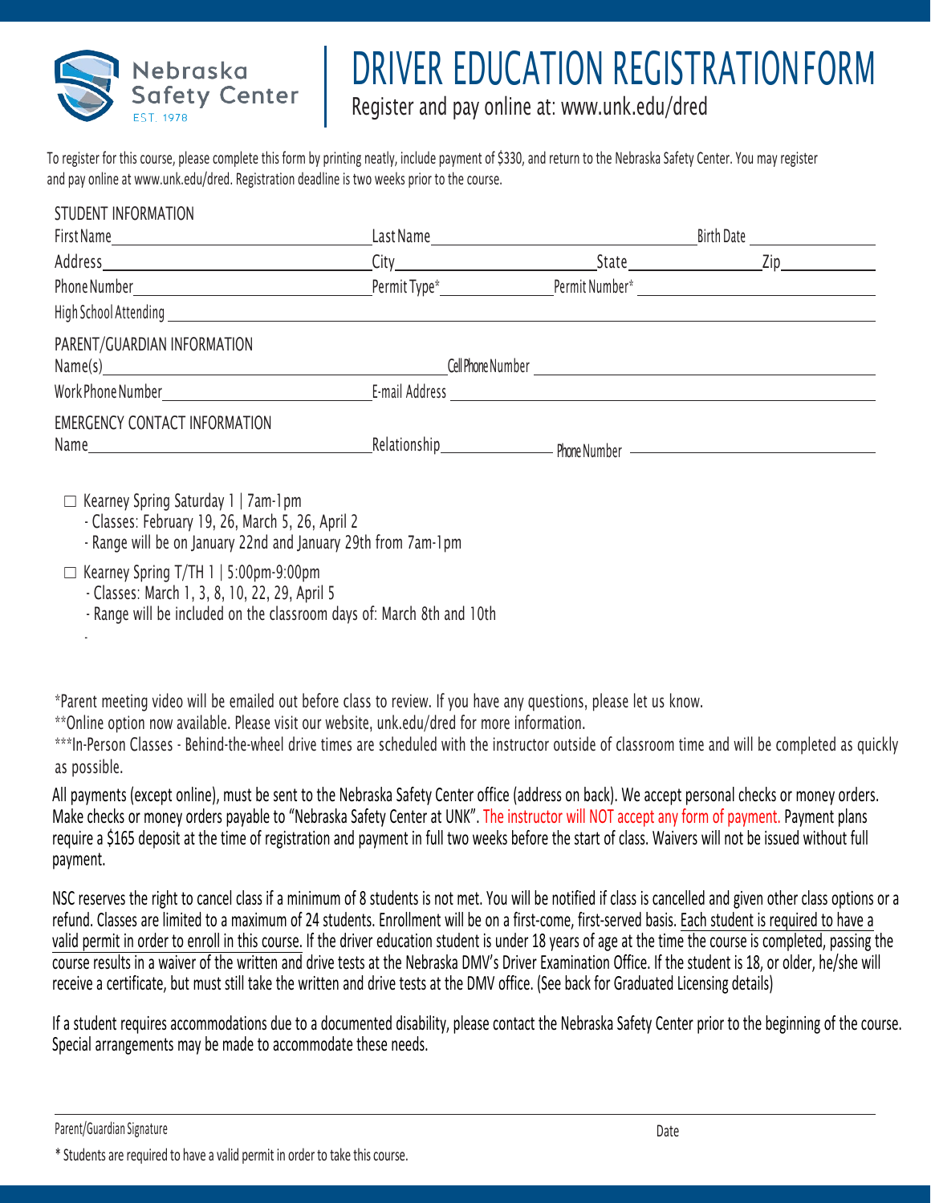Nebraska Safety Center
EST. 1978

# DRIVER EDUCATION REGISTRATION FORM

Register and pay online at: www.unk.edu/dred

To register for this course, please complete this form by printing neatly, include payment of $330, and return to the Nebraska Safety Center. You may register and pay online at www.unk.edu/dred. Registration deadline is two weeks prior to the course.

## STUDENT INFORMATION

First Name ______________________ Last Name ______________________ Birth Date ______________

Address ______________________ City ______________________ State ______________ Zip ___________

Phone Number ______________________ Permit Type* ______________ Permit Number* ______________________

High School Attending ____________________________________________________________

## PARENT/GUARDIAN INFORMATION

Name(s) ______________________ Cell Phone Number ______________________

Work Phone Number ______________________ E-mail Address ______________________

## EMERGENCY CONTACT INFORMATION

Name ______________________ Relationship ______________ Phone Number ______________________

☐ Kearney Spring Saturday 1 | 7am-1pm
- Classes: February 19, 26, March 5, 26, April 2
- Range will be on January 22nd and January 29th from 7am-1pm

☐ Kearney Spring T/TH 1 | 5:00pm-9:00pm
- Classes: March 1, 3, 8, 10, 22, 29, April 5
- Range will be included on the classroom days of: March 8th and 10th

*Parent meeting video will be emailed out before class to review. If you have any questions, please let us know.

**Online option now available. Please visit our website, unk.edu/dred for more information.

***In-Person Classes - Behind-the-wheel drive times are scheduled with the instructor outside of classroom time and will be completed as quickly as possible.

All payments (except online), must be sent to the Nebraska Safety Center office (address on back). We accept personal checks or money orders. Make checks or money orders payable to "Nebraska Safety Center at UNK". The instructor will NOT accept any form of payment. Payment plans require a $165 deposit at the time of registration and payment in full two weeks before the start of class. Waivers will not be issued without full payment.

NSC reserves the right to cancel class if a minimum of 8 students is not met. You will be notified if class is cancelled and given other class options or a refund. Classes are limited to a maximum of 24 students. Enrollment will be on a first-come, first-served basis. Each student is required to have a valid permit in order to enroll in this course. If the driver education student is under 18 years of age at the time the course is completed, passing the course results in a waiver of the written and drive tests at the Nebraska DMV's Driver Examination Office. If the student is 18, or older, he/she will receive a certificate, but must still take the written and drive tests at the DMV office. (See back for Graduated Licensing details)

If a student requires accommodations due to a documented disability, please contact the Nebraska Safety Center prior to the beginning of the course. Special arrangements may be made to accommodate these needs.

______________________________________________________________________

Parent/Guardian Signature Date

* Students are required to have a valid permit in order to take this course.